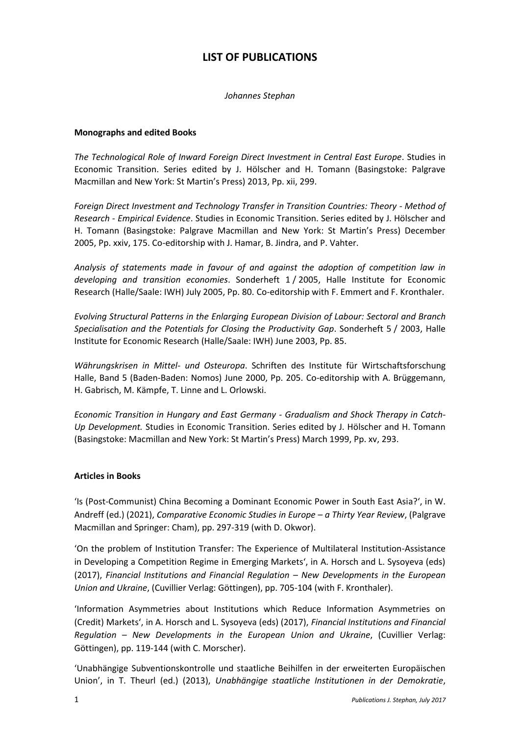# LIST OF PUBLICATIONS

*Johannes Stephan*

**Monographs and edited Books**

*The Technological Role of Inward Foreign Direct Investment in Central East Europe*. Studies in Economic Transition. Series edited by J. Hölscher and H. Tomann (Basingstoke: Palgrave Macmillan and New York: St Martin's Press) 2013, Pp. xii, 299.

*Foreign Direct Investment and Technology Transfer in Transition Countries: Theory - Method of Research - Empirical Evidence*. Studies in Economic Transition. Series edited by J. Hölscher and H. Tomann (Basingstoke: Palgrave Macmillan and New York: St Martin's Press) December 2005, Pp. xxiv, 175. Co-editorship with J. Hamar, B. Jindra, and P. Vahter.

*Analysis of statements made in favour of and against the adoption of competition law in developing and transition economies*. Sonderheft 1 / 2005, Halle Institute for Economic Research (Halle/Saale: IWH) July 2005, Pp. 80. Co-editorship with F. Emmert and F. Kronthaler.

*Evolving Structural Patterns in the Enlarging European Division of Labour: Sectoral and Branch Specialisation and the Potentials for Closing the Productivity Gap*. Sonderheft 5 / 2003, Halle Institute for Economic Research (Halle/Saale: IWH) June 2003, Pp. 85.

*Währungskrisen in Mittel- und Osteuropa*. Schriften des Institute für Wirtschaftsforschung Halle, Band 5 (Baden-Baden: Nomos) June 2000, Pp. 205. Co-editorship with A. Brüggemann, H. Gabrisch, M. Kämpfe, T. Linne and L. Orlowski.

*Economic Transition in Hungary and East Germany - Gradualism and Shock Therapy in Catch-Up Development.* Studies in Economic Transition. Series edited by J. Hölscher and H. Tomann (Basingstoke: Macmillan and New York: St Martin's Press) March 1999, Pp. xv, 293.

**Articles in Books**

'Is (Post-Communist) China Becoming a Dominant Economic Power in South East Asia?', in W. Andreff (ed.) (2021), *Comparative Economic Studies in Europe – a Thirty Year Review*, (Palgrave Macmillan and Springer: Cham), pp. 297-319 (with D. Okwor).

'On the problem of Institution Transfer: The Experience of Multilateral Institution-Assistance in Developing a Competition Regime in Emerging Markets', in A. Horsch and L. Sysoyeva (eds) (2017), *Financial Institutions and Financial Regulation – New Developments in the European Union and Ukraine*, (Cuvillier Verlag: Göttingen), pp. 705-104 (with F. Kronthaler).

'Information Asymmetries about Institutions which Reduce Information Asymmetries on (Credit) Markets', in A. Horsch and L. Sysoyeva (eds) (2017), *Financial Institutions and Financial Regulation – New Developments in the European Union and Ukraine*, (Cuvillier Verlag: Göttingen), pp. 119-144 (with C. Morscher).

'Unabhängige Subventionskontrolle und staatliche Beihilfen in der erweiterten Europäischen Union', in T. Theurl (ed.) (2013), *Unabhängige staatliche Institutionen in der Demokratie*,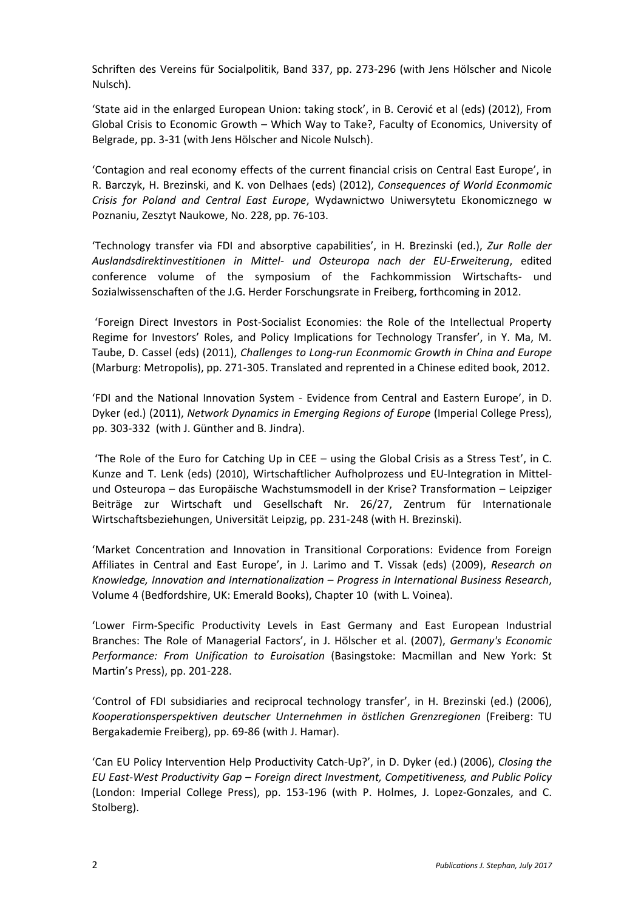Schriften des Vereins für Socialpolitik, Band 337, pp. 273-296 (with Jens Hölscher and Nicole Nulsch).

'State aid in the enlarged European Union: taking stock', in B. Cerović et al (eds) (2012), From Global Crisis to Economic Growth – Which Way to Take?, Faculty of Economics, University of Belgrade, pp. 3-31 (with Jens Hölscher and Nicole Nulsch).

'Contagion and real economy effects of the current financial crisis on Central East Europe', in R. Barczyk, H. Brezinski, and K. von Delhaes (eds) (2012), *Consequences of World Econmomic Crisis for Poland and Central East Europe*, Wydawnictwo Uniwersytetu Ekonomicznego w Poznaniu, Zesztyt Naukowe, No. 228, pp. 76-103.

'Technology transfer via FDI and absorptive capabilities', in H. Brezinski (ed.), *Zur Rolle der Auslandsdirektinvestitionen in Mittel- und Osteuropa nach der EU-Erweiterung*, edited conference volume of the symposium of the Fachkommission Wirtschafts- und Sozialwissenschaften of the J.G. Herder Forschungsrate in Freiberg, forthcoming in 2012.

'Foreign Direct Investors in Post-Socialist Economies: the Role of the Intellectual Property Regime for Investors' Roles, and Policy Implications for Technology Transfer', in Y. Ma, M. Taube, D. Cassel (eds) (2011), *Challenges to Long-run Econmomic Growth in China and Europe* (Marburg: Metropolis), pp. 271-305. Translated and reprented in a Chinese edited book, 2012.

'FDI and the National Innovation System - Evidence from Central and Eastern Europe', in D. Dyker (ed.) (2011), *Network Dynamics in Emerging Regions of Europe* (Imperial College Press), pp. 303-332 (with J. Günther and B. Jindra).

'The Role of the Euro for Catching Up in CEE – using the Global Crisis as a Stress Test', in C. Kunze and T. Lenk (eds) (2010), Wirtschaftlicher Aufholprozess und EU-Integration in Mittel- und Osteuropa – das Europäische Wachstumsmodell in der Krise? Transformation – Leipziger Beiträge zur Wirtschaft und Gesellschaft Nr. 26/27, Zentrum für Internationale Wirtschaftsbeziehungen, Universität Leipzig, pp. 231-248 (with H. Brezinski).

'Market Concentration and Innovation in Transitional Corporations: Evidence from Foreign Affiliates in Central and East Europe', in J. Larimo and T. Vissak (eds) (2009), *Research on Knowledge, Innovation and Internationalization – Progress in International Business Research*, Volume 4 (Bedfordshire, UK: Emerald Books), Chapter 10 (with L. Voinea).

'Lower Firm-Specific Productivity Levels in East Germany and East European Industrial Branches: The Role of Managerial Factors', in J. Hölscher et al. (2007), *Germany's Economic Performance: From Unification to Euroisation* (Basingstoke: Macmillan and New York: St Martin's Press), pp. 201-228.

'Control of FDI subsidiaries and reciprocal technology transfer', in H. Brezinski (ed.) (2006), *Kooperationsperspektiven deutscher Unternehmen in östlichen Grenzregionen* (Freiberg: TU Bergakademie Freiberg), pp. 69-86 (with J. Hamar).

'Can EU Policy Intervention Help Productivity Catch-Up?', in D. Dyker (ed.) (2006), *Closing the EU East-West Productivity Gap – Foreign direct Investment, Competitiveness, and Public Policy* (London: Imperial College Press), pp. 153-196 (with P. Holmes, J. Lopez-Gonzales, and C. Stolberg).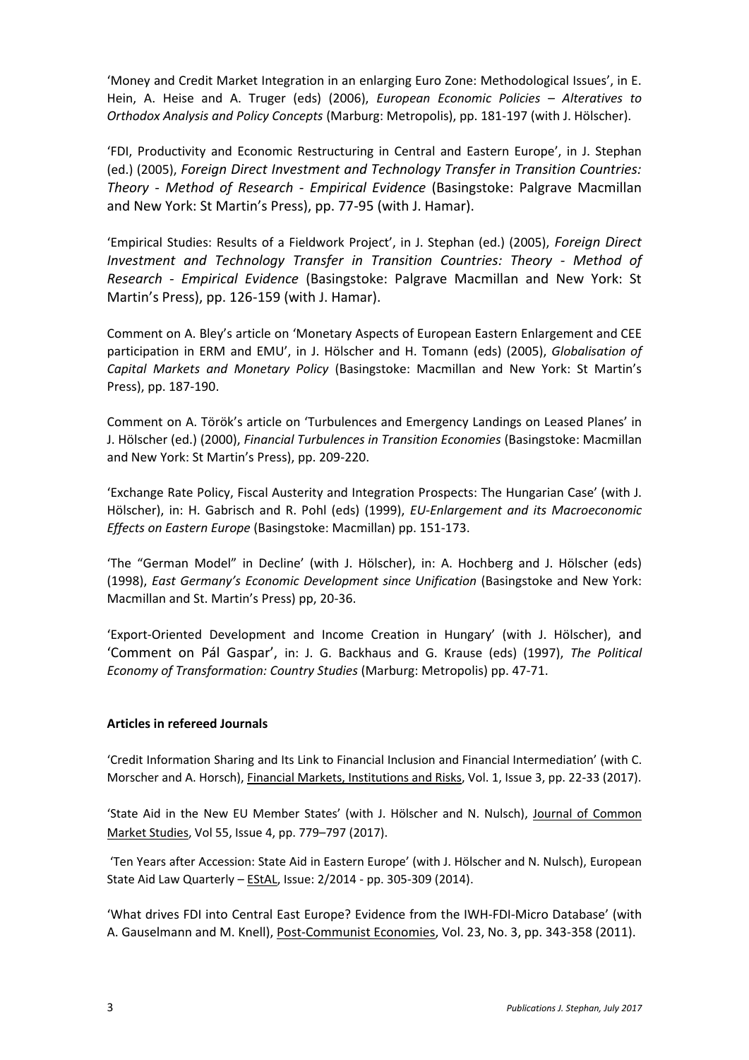'Money and Credit Market Integration in an enlarging Euro Zone: Methodological Issues', in E. Hein, A. Heise and A. Truger (eds) (2006), *European Economic Policies – Alteratives to Orthodox Analysis and Policy Concepts* (Marburg: Metropolis), pp. 181-197 (with J. Hölscher).

'FDI, Productivity and Economic Restructuring in Central and Eastern Europe', in J. Stephan (ed.) (2005), *Foreign Direct Investment and Technology Transfer in Transition Countries: Theory - Method of Research - Empirical Evidence* (Basingstoke: Palgrave Macmillan and New York: St Martin's Press), pp. 77-95 (with J. Hamar).

'Empirical Studies: Results of a Fieldwork Project', in J. Stephan (ed.) (2005), *Foreign Direct Investment and Technology Transfer in Transition Countries: Theory - Method of Research - Empirical Evidence* (Basingstoke: Palgrave Macmillan and New York: St Martin's Press), pp. 126-159 (with J. Hamar).

Comment on A. Bley's article on 'Monetary Aspects of European Eastern Enlargement and CEE participation in ERM and EMU', in J. Hölscher and H. Tomann (eds) (2005), *Globalisation of Capital Markets and Monetary Policy* (Basingstoke: Macmillan and New York: St Martin's Press), pp. 187-190.

Comment on A. Török's article on 'Turbulences and Emergency Landings on Leased Planes' in J. Hölscher (ed.) (2000), *Financial Turbulences in Transition Economies* (Basingstoke: Macmillan and New York: St Martin's Press), pp. 209-220.

'Exchange Rate Policy, Fiscal Austerity and Integration Prospects: The Hungarian Case' (with J. Hölscher), in: H. Gabrisch and R. Pohl (eds) (1999), *EU-Enlargement and its Macroeconomic Effects on Eastern Europe* (Basingstoke: Macmillan) pp. 151-173.

'The "German Model" in Decline' (with J. Hölscher), in: A. Hochberg and J. Hölscher (eds) (1998), *East Germany's Economic Development since Unification* (Basingstoke and New York: Macmillan and St. Martin's Press) pp, 20-36.

'Export-Oriented Development and Income Creation in Hungary' (with J. Hölscher), and 'Comment on Pál Gaspar', in: J. G. Backhaus and G. Krause (eds) (1997), *The Political Economy of Transformation: Country Studies* (Marburg: Metropolis) pp. 47-71.

**Articles in refereed Journals**

'Credit Information Sharing and Its Link to Financial Inclusion and Financial Intermediation' (with C. Morscher and A. Horsch), Financial Markets, Institutions and Risks, Vol. 1, Issue 3, pp. 22-33 (2017).

'State Aid in the New EU Member States' (with J. Hölscher and N. Nulsch), Journal of Common Market Studies, Vol 55, Issue 4, pp. 779–797 (2017).

'Ten Years after Accession: State Aid in Eastern Europe' (with J. Hölscher and N. Nulsch), European State Aid Law Quarterly – EStAL, Issue: 2/2014 - pp. 305-309 (2014).

'What drives FDI into Central East Europe? Evidence from the IWH-FDI-Micro Database' (with A. Gauselmann and M. Knell), Post-Communist Economies, Vol. 23, No. 3, pp. 343-358 (2011).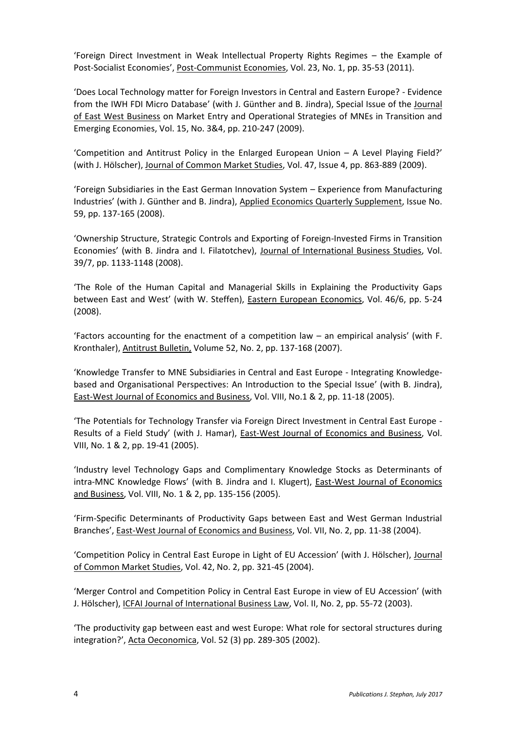'Foreign Direct Investment in Weak Intellectual Property Rights Regimes – the Example of Post-Socialist Economies', Post-Communist Economies, Vol. 23, No. 1, pp. 35-53 (2011).

'Does Local Technology matter for Foreign Investors in Central and Eastern Europe? - Evidence from the IWH FDI Micro Database' (with J. Günther and B. Jindra), Special Issue of the Journal of East West Business on Market Entry and Operational Strategies of MNEs in Transition and Emerging Economies, Vol. 15, No. 3&4, pp. 210-247 (2009).

'Competition and Antitrust Policy in the Enlarged European Union – A Level Playing Field?' (with J. Hölscher), Journal of Common Market Studies, Vol. 47, Issue 4, pp. 863-889 (2009).

'Foreign Subsidiaries in the East German Innovation System – Experience from Manufacturing Industries' (with J. Günther and B. Jindra), Applied Economics Quarterly Supplement, Issue No. 59, pp. 137-165 (2008).

'Ownership Structure, Strategic Controls and Exporting of Foreign-Invested Firms in Transition Economies' (with B. Jindra and I. Filatotchev), Journal of International Business Studies, Vol. 39/7, pp. 1133-1148 (2008).

'The Role of the Human Capital and Managerial Skills in Explaining the Productivity Gaps between East and West' (with W. Steffen), Eastern European Economics, Vol. 46/6, pp. 5-24 (2008).

'Factors accounting for the enactment of a competition law – an empirical analysis' (with F. Kronthaler), Antitrust Bulletin, Volume 52, No. 2, pp. 137-168 (2007).

'Knowledge Transfer to MNE Subsidiaries in Central and East Europe - Integrating Knowledge-based and Organisational Perspectives: An Introduction to the Special Issue' (with B. Jindra), East-West Journal of Economics and Business, Vol. VIII, No.1 & 2, pp. 11-18 (2005).

'The Potentials for Technology Transfer via Foreign Direct Investment in Central East Europe - Results of a Field Study' (with J. Hamar), East-West Journal of Economics and Business, Vol. VIII, No. 1 & 2, pp. 19-41 (2005).

'Industry level Technology Gaps and Complimentary Knowledge Stocks as Determinants of intra-MNC Knowledge Flows' (with B. Jindra and I. Klugert), East-West Journal of Economics and Business, Vol. VIII, No. 1 & 2, pp. 135-156 (2005).

'Firm-Specific Determinants of Productivity Gaps between East and West German Industrial Branches', East-West Journal of Economics and Business, Vol. VII, No. 2, pp. 11-38 (2004).

'Competition Policy in Central East Europe in Light of EU Accession' (with J. Hölscher), Journal of Common Market Studies, Vol. 42, No. 2, pp. 321-45 (2004).

'Merger Control and Competition Policy in Central East Europe in view of EU Accession' (with J. Hölscher), ICFAI Journal of International Business Law, Vol. II, No. 2, pp. 55-72 (2003).

'The productivity gap between east and west Europe: What role for sectoral structures during integration?', Acta Oeconomica, Vol. 52 (3) pp. 289-305 (2002).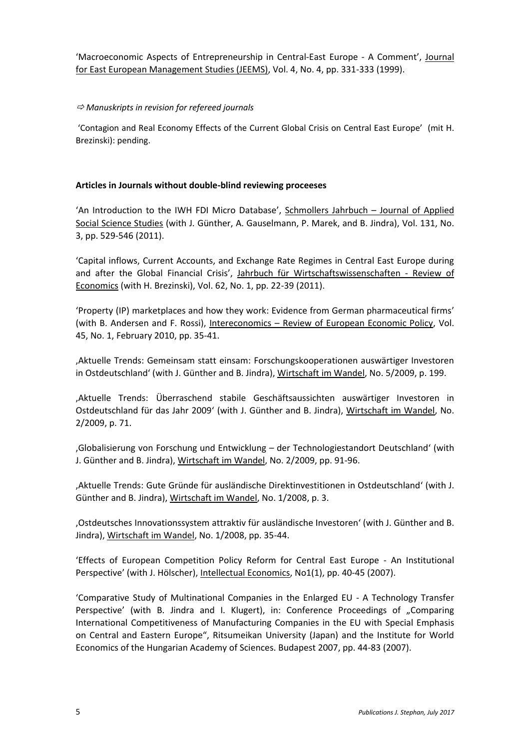'Macroeconomic Aspects of Entrepreneurship in Central-East Europe - A Comment', Journal for East European Management Studies (JEEMS), Vol. 4, No. 4, pp. 331-333 (1999).

⇨ *Manuskripts in revision for refereed journals*

'Contagion and Real Economy Effects of the Current Global Crisis on Central East Europe' (mit H. Brezinski): pending.

**Articles in Journals without double-blind reviewing proceeses**

'An Introduction to the IWH FDI Micro Database', Schmollers Jahrbuch – Journal of Applied Social Science Studies (with J. Günther, A. Gauselmann, P. Marek, and B. Jindra), Vol. 131, No. 3, pp. 529-546 (2011).

'Capital inflows, Current Accounts, and Exchange Rate Regimes in Central East Europe during and after the Global Financial Crisis', Jahrbuch für Wirtschaftswissenschaften - Review of Economics (with H. Brezinski), Vol. 62, No. 1, pp. 22-39 (2011).

'Property (IP) marketplaces and how they work: Evidence from German pharmaceutical firms' (with B. Andersen and F. Rossi), Intereconomics – Review of European Economic Policy, Vol. 45, No. 1, February 2010, pp. 35-41.

'Aktuelle Trends: Gemeinsam statt einsam: Forschungskooperationen auswärtiger Investoren in Ostdeutschland' (with J. Günther and B. Jindra), Wirtschaft im Wandel, No. 5/2009, p. 199.

'Aktuelle Trends: Überraschend stabile Geschäftsaussichten auswärtiger Investoren in Ostdeutschland für das Jahr 2009' (with J. Günther and B. Jindra), Wirtschaft im Wandel, No. 2/2009, p. 71.

'Globalisierung von Forschung und Entwicklung – der Technologiestandort Deutschland' (with J. Günther and B. Jindra), Wirtschaft im Wandel, No. 2/2009, pp. 91-96.

'Aktuelle Trends: Gute Gründe für ausländische Direktinvestitionen in Ostdeutschland' (with J. Günther and B. Jindra), Wirtschaft im Wandel, No. 1/2008, p. 3.

'Ostdeutsches Innovationssystem attraktiv für ausländische Investoren' (with J. Günther and B. Jindra), Wirtschaft im Wandel, No. 1/2008, pp. 35-44.

'Effects of European Competition Policy Reform for Central East Europe - An Institutional Perspective' (with J. Hölscher), Intellectual Economics, No1(1), pp. 40-45 (2007).

'Comparative Study of Multinational Companies in the Enlarged EU - A Technology Transfer Perspective' (with B. Jindra and I. Klugert), in: Conference Proceedings of „Comparing International Competitiveness of Manufacturing Companies in the EU with Special Emphasis on Central and Eastern Europe", Ritsumeikan University (Japan) and the Institute for World Economics of the Hungarian Academy of Sciences. Budapest 2007, pp. 44-83 (2007).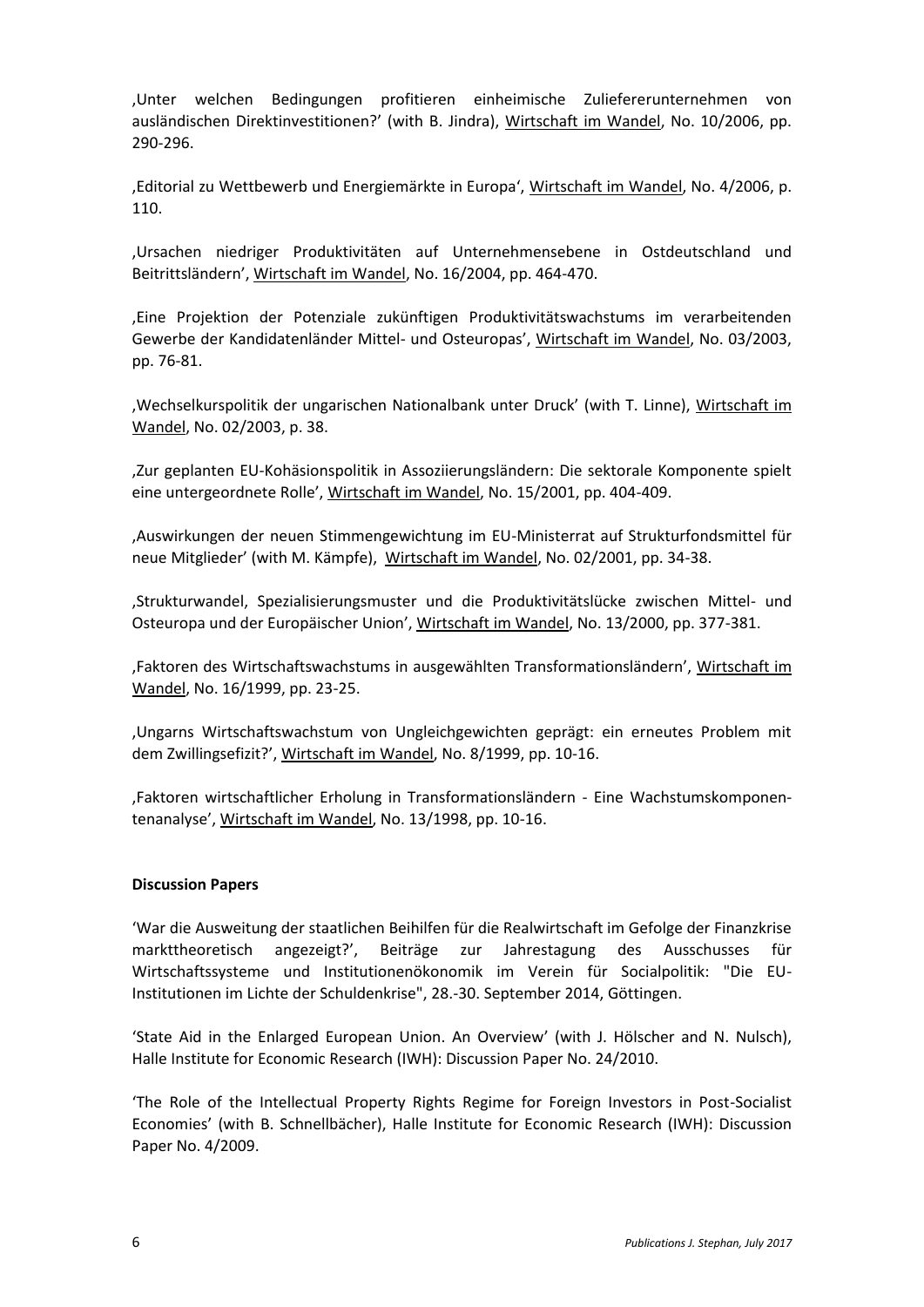‚Unter welchen Bedingungen profitieren einheimische Zuliefererunternehmen von ausländischen Direktinvestitionen?' (with B. Jindra), Wirtschaft im Wandel, No. 10/2006, pp. 290-296.

‚Editorial zu Wettbewerb und Energiemärkte in Europa', Wirtschaft im Wandel, No. 4/2006, p. 110.

‚Ursachen niedriger Produktivitäten auf Unternehmensebene in Ostdeutschland und Beitrittsländern', Wirtschaft im Wandel, No. 16/2004, pp. 464-470.

‚Eine Projektion der Potenziale zukünftigen Produktivitätswachstums im verarbeitenden Gewerbe der Kandidatenländer Mittel- und Osteuropas', Wirtschaft im Wandel, No. 03/2003, pp. 76-81.

‚Wechselkurspolitik der ungarischen Nationalbank unter Druck' (with T. Linne), Wirtschaft im Wandel, No. 02/2003, p. 38.

‚Zur geplanten EU-Kohäsionspolitik in Assoziierungsländern: Die sektorale Komponente spielt eine untergeordnete Rolle', Wirtschaft im Wandel, No. 15/2001, pp. 404-409.

‚Auswirkungen der neuen Stimmengewichtung im EU-Ministerrat auf Strukturfondsmittel für neue Mitglieder' (with M. Kämpfe), Wirtschaft im Wandel, No. 02/2001, pp. 34-38.

‚Strukturwandel, Spezialisierungsmuster und die Produktivitätslücke zwischen Mittel- und Osteuropa und der Europäischer Union', Wirtschaft im Wandel, No. 13/2000, pp. 377-381.

‚Faktoren des Wirtschaftswachstums in ausgewählten Transformationsländern', Wirtschaft im Wandel, No. 16/1999, pp. 23-25.

‚Ungarns Wirtschaftswachstum von Ungleichgewichten geprägt: ein erneutes Problem mit dem Zwillingsefizit?', Wirtschaft im Wandel, No. 8/1999, pp. 10-16.

‚Faktoren wirtschaftlicher Erholung in Transformationsländern - Eine Wachstumskomponen-tenanalyse', Wirtschaft im Wandel, No. 13/1998, pp. 10-16.

**Discussion Papers**

'War die Ausweitung der staatlichen Beihilfen für die Realwirtschaft im Gefolge der Finanzkrise markttheoretisch angezeigt?', Beiträge zur Jahrestagung des Ausschusses für Wirtschaftssysteme und Institutionenökonomik im Verein für Socialpolitik: "Die EU-Institutionen im Lichte der Schuldenkrise", 28.-30. September 2014, Göttingen.

'State Aid in the Enlarged European Union. An Overview' (with J. Hölscher and N. Nulsch), Halle Institute for Economic Research (IWH): Discussion Paper No. 24/2010.

'The Role of the Intellectual Property Rights Regime for Foreign Investors in Post-Socialist Economies' (with B. Schnellbächer), Halle Institute for Economic Research (IWH): Discussion Paper No. 4/2009.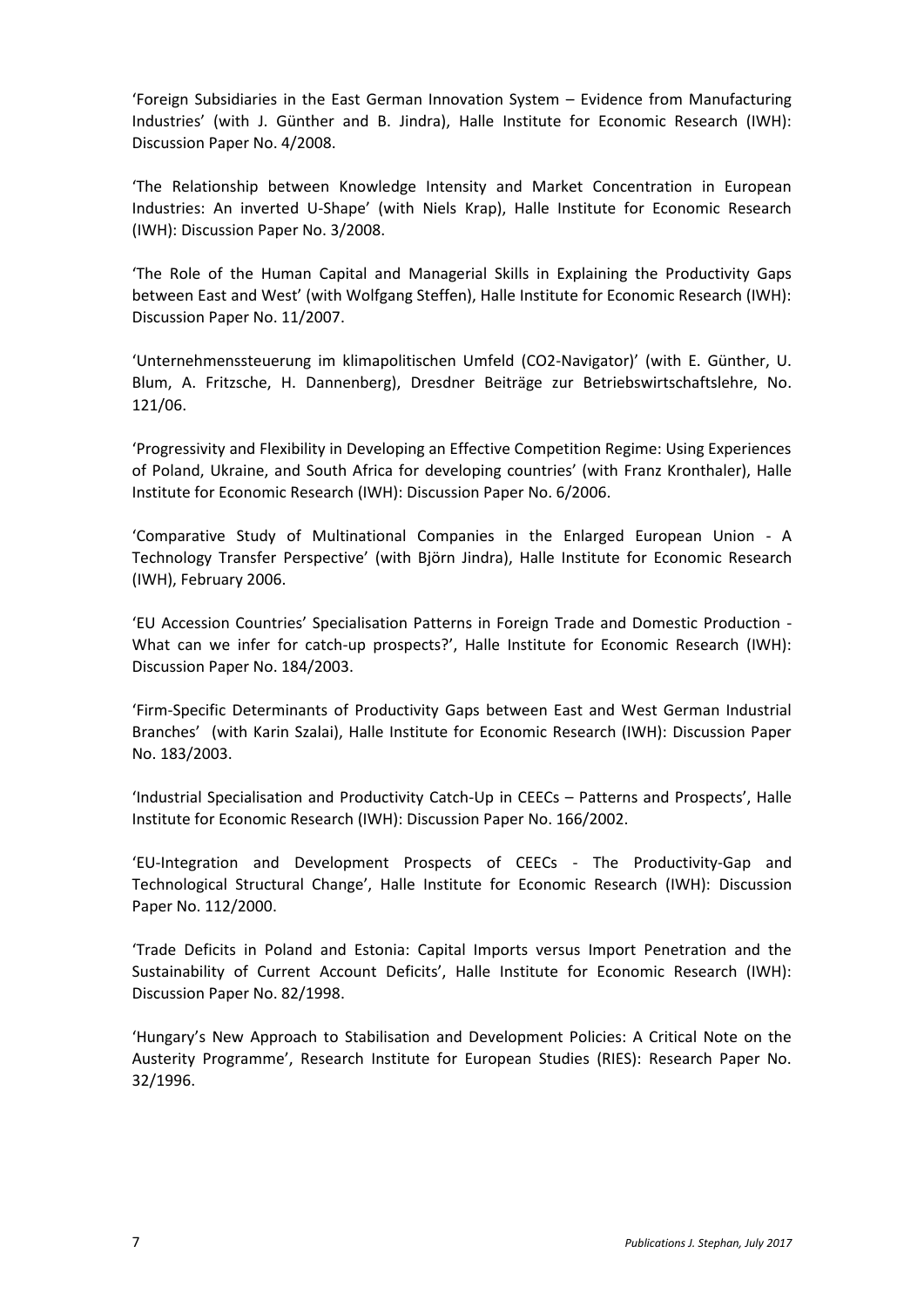'Foreign Subsidiaries in the East German Innovation System – Evidence from Manufacturing Industries' (with J. Günther and B. Jindra), Halle Institute for Economic Research (IWH): Discussion Paper No. 4/2008.

'The Relationship between Knowledge Intensity and Market Concentration in European Industries: An inverted U-Shape' (with Niels Krap), Halle Institute for Economic Research (IWH): Discussion Paper No. 3/2008.

'The Role of the Human Capital and Managerial Skills in Explaining the Productivity Gaps between East and West' (with Wolfgang Steffen), Halle Institute for Economic Research (IWH): Discussion Paper No. 11/2007.

'Unternehmenssteuerung im klimapolitischen Umfeld (CO2-Navigator)' (with E. Günther, U. Blum, A. Fritzsche, H. Dannenberg), Dresdner Beiträge zur Betriebswirtschaftslehre, No. 121/06.

'Progressivity and Flexibility in Developing an Effective Competition Regime: Using Experiences of Poland, Ukraine, and South Africa for developing countries' (with Franz Kronthaler), Halle Institute for Economic Research (IWH): Discussion Paper No. 6/2006.

'Comparative Study of Multinational Companies in the Enlarged European Union - A Technology Transfer Perspective' (with Björn Jindra), Halle Institute for Economic Research (IWH), February 2006.

'EU Accession Countries' Specialisation Patterns in Foreign Trade and Domestic Production - What can we infer for catch-up prospects?', Halle Institute for Economic Research (IWH): Discussion Paper No. 184/2003.

'Firm-Specific Determinants of Productivity Gaps between East and West German Industrial Branches' (with Karin Szalai), Halle Institute for Economic Research (IWH): Discussion Paper No. 183/2003.

'Industrial Specialisation and Productivity Catch-Up in CEECs – Patterns and Prospects', Halle Institute for Economic Research (IWH): Discussion Paper No. 166/2002.

'EU-Integration and Development Prospects of CEECs - The Productivity-Gap and Technological Structural Change', Halle Institute for Economic Research (IWH): Discussion Paper No. 112/2000.

'Trade Deficits in Poland and Estonia: Capital Imports versus Import Penetration and the Sustainability of Current Account Deficits', Halle Institute for Economic Research (IWH): Discussion Paper No. 82/1998.

'Hungary's New Approach to Stabilisation and Development Policies: A Critical Note on the Austerity Programme', Research Institute for European Studies (RIES): Research Paper No. 32/1996.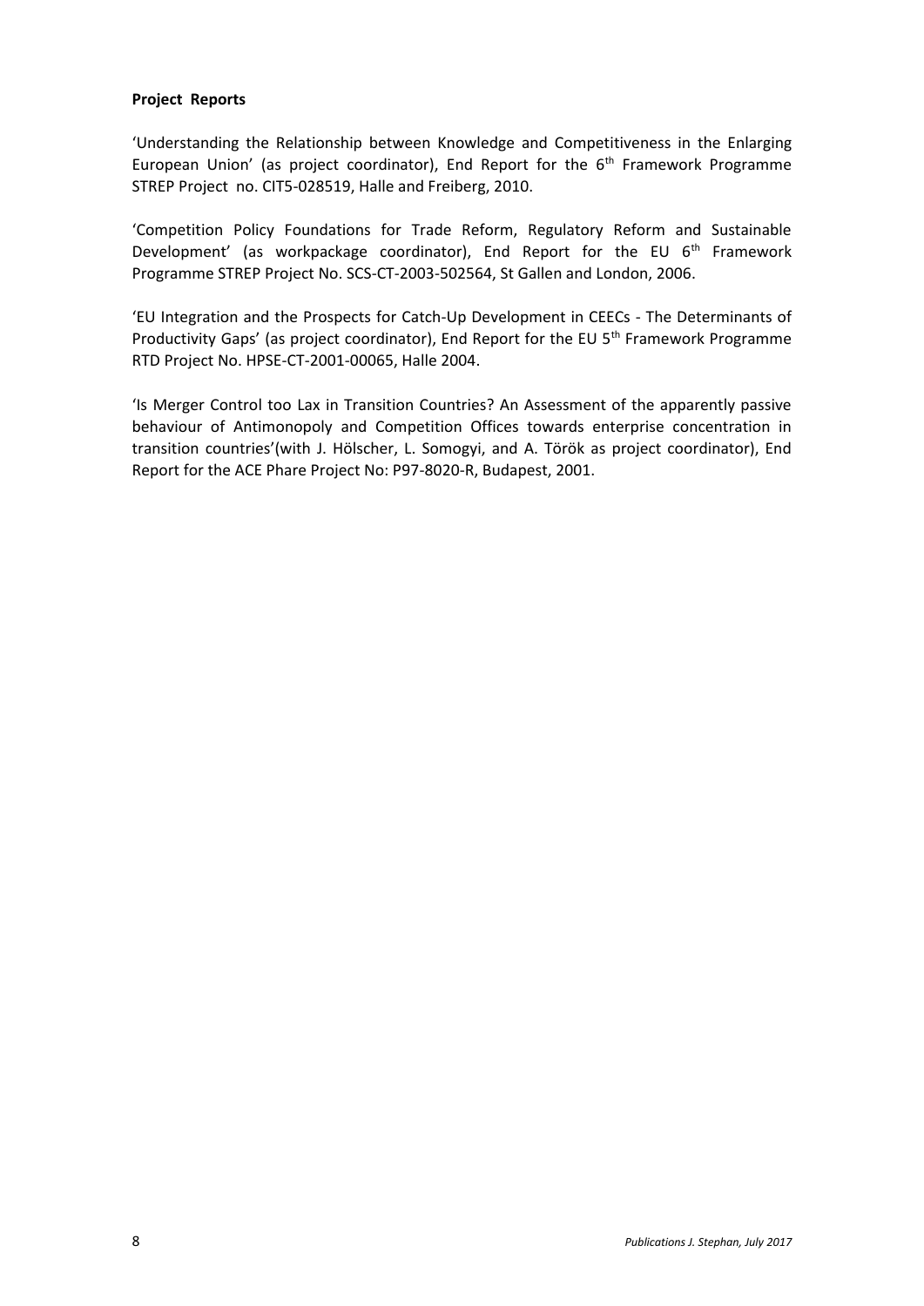**Project Reports**

'Understanding the Relationship between Knowledge and Competitiveness in the Enlarging European Union' (as project coordinator), End Report for the 6th Framework Programme STREP Project no. CIT5-028519, Halle and Freiberg, 2010.

'Competition Policy Foundations for Trade Reform, Regulatory Reform and Sustainable Development' (as workpackage coordinator), End Report for the EU 6th Framework Programme STREP Project No. SCS-CT-2003-502564, St Gallen and London, 2006.

'EU Integration and the Prospects for Catch-Up Development in CEECs - The Determinants of Productivity Gaps' (as project coordinator), End Report for the EU 5th Framework Programme RTD Project No. HPSE-CT-2001-00065, Halle 2004.

'Is Merger Control too Lax in Transition Countries? An Assessment of the apparently passive behaviour of Antimonopoly and Competition Offices towards enterprise concentration in transition countries'(with J. Hölscher, L. Somogyi, and A. Török as project coordinator), End Report for the ACE Phare Project No: P97-8020-R, Budapest, 2001.